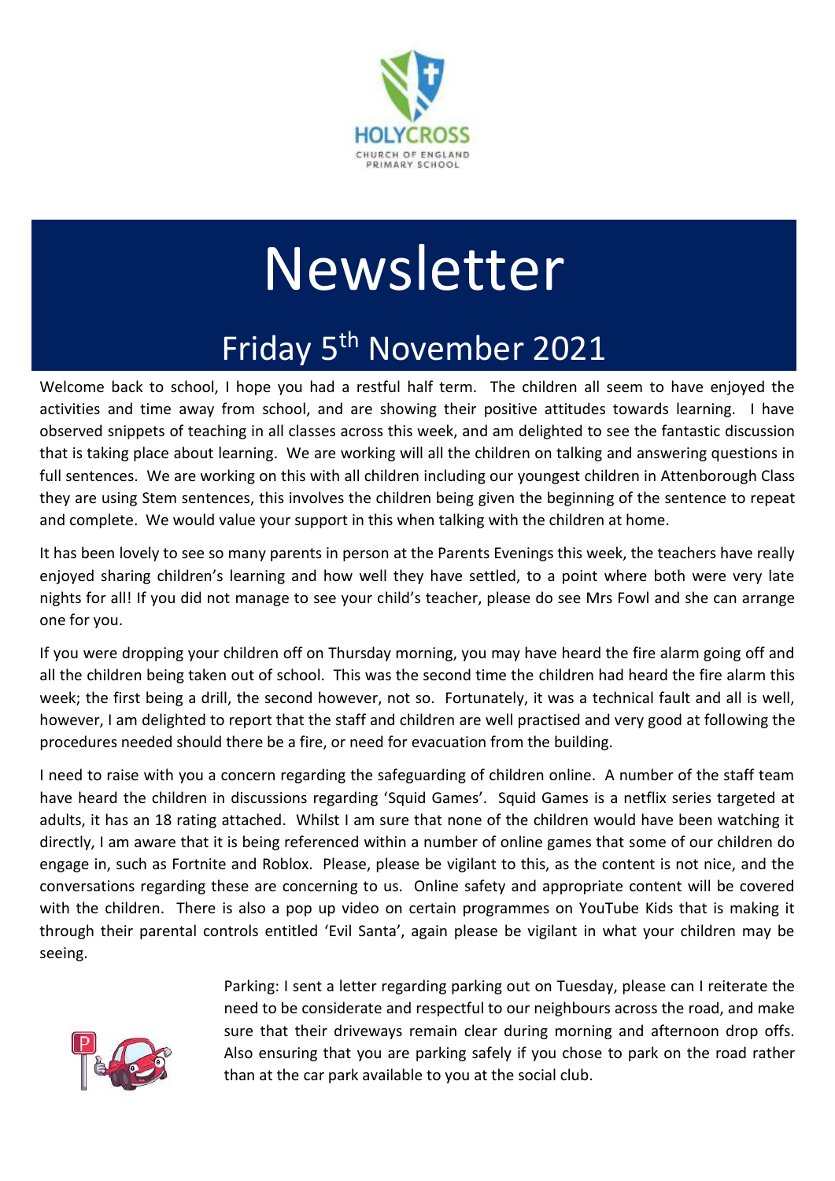HOLYCROSS
CHURCH OF ENGLAND
PRIMARY SCHOOL

# Newsletter

## Friday 5th November 2021

Welcome back to school, I hope you had a restful half term. The children all seem to have enjoyed the activities and time away from school, and are showing their positive attitudes towards learning. I have observed snippets of teaching in all classes across this week, and am delighted to see the fantastic discussion that is taking place about learning. We are working will all the children on talking and answering questions in full sentences. We are working on this with all children including our youngest children in Attenborough Class they are using Stem sentences, this involves the children being given the beginning of the sentence to repeat and complete. We would value your support in this when talking with the children at home.

It has been lovely to see so many parents in person at the Parents Evenings this week, the teachers have really enjoyed sharing children's learning and how well they have settled, to a point where both were very late nights for all! If you did not manage to see your child's teacher, please do see Mrs Fowl and she can arrange one for you.

If you were dropping your children off on Thursday morning, you may have heard the fire alarm going off and all the children being taken out of school. This was the second time the children had heard the fire alarm this week; the first being a drill, the second however, not so. Fortunately, it was a technical fault and all is well, however, I am delighted to report that the staff and children are well practised and very good at following the procedures needed should there be a fire, or need for evacuation from the building.

I need to raise with you a concern regarding the safeguarding of children online. A number of the staff team have heard the children in discussions regarding 'Squid Games'. Squid Games is a netflix series targeted at adults, it has an 18 rating attached. Whilst I am sure that none of the children would have been watching it directly, I am aware that it is being referenced within a number of online games that some of our children do engage in, such as Fortnite and Roblox. Please, please be vigilant to this, as the content is not nice, and the conversations regarding these are concerning to us. Online safety and appropriate content will be covered with the children. There is also a pop up video on certain programmes on YouTube Kids that is making it through their parental controls entitled 'Evil Santa', again please be vigilant in what your children may be seeing.

Parking: I sent a letter regarding parking out on Tuesday, please can I reiterate the need to be considerate and respectful to our neighbours across the road, and make sure that their driveways remain clear during morning and afternoon drop offs. Also ensuring that you are parking safely if you chose to park on the road rather than at the car park available to you at the social club.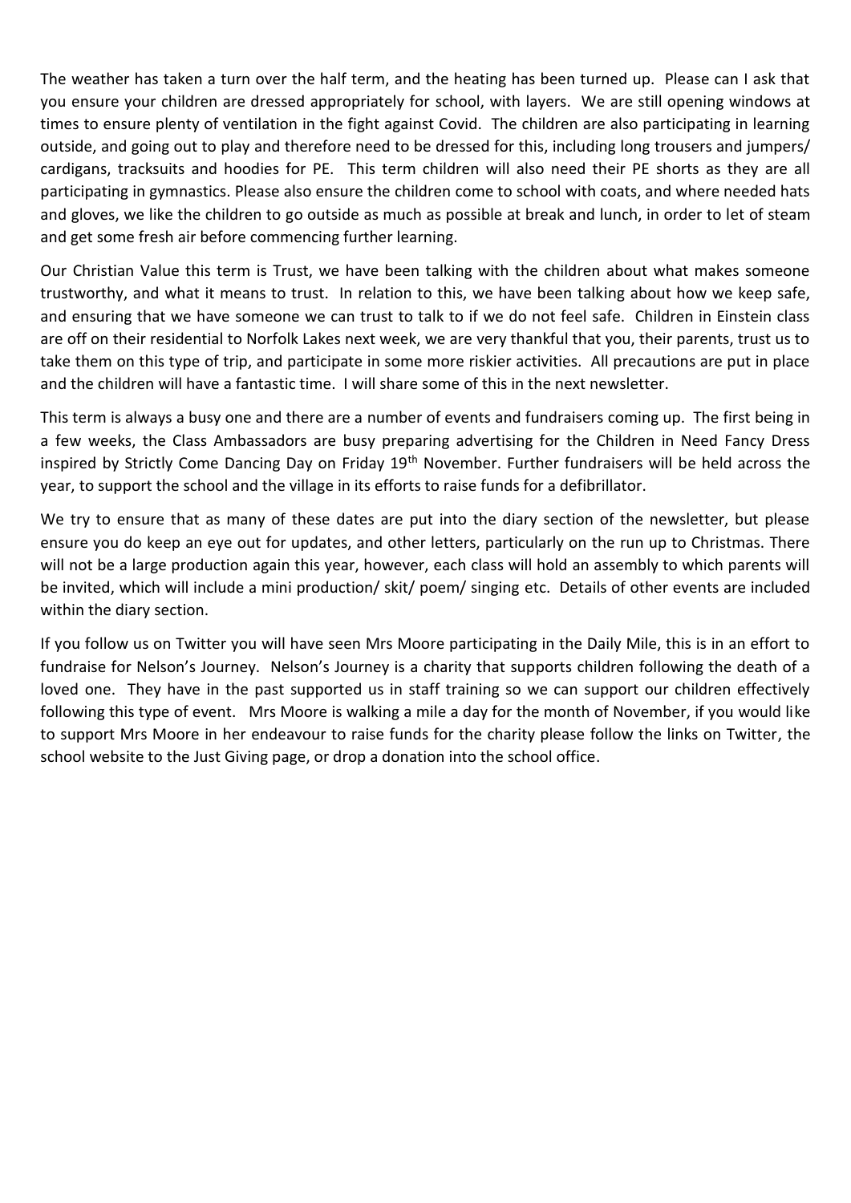The weather has taken a turn over the half term, and the heating has been turned up. Please can I ask that you ensure your children are dressed appropriately for school, with layers. We are still opening windows at times to ensure plenty of ventilation in the fight against Covid. The children are also participating in learning outside, and going out to play and therefore need to be dressed for this, including long trousers and jumpers/ cardigans, tracksuits and hoodies for PE. This term children will also need their PE shorts as they are all participating in gymnastics. Please also ensure the children come to school with coats, and where needed hats and gloves, we like the children to go outside as much as possible at break and lunch, in order to let of steam and get some fresh air before commencing further learning.

Our Christian Value this term is Trust, we have been talking with the children about what makes someone trustworthy, and what it means to trust. In relation to this, we have been talking about how we keep safe, and ensuring that we have someone we can trust to talk to if we do not feel safe. Children in Einstein class are off on their residential to Norfolk Lakes next week, we are very thankful that you, their parents, trust us to take them on this type of trip, and participate in some more riskier activities. All precautions are put in place and the children will have a fantastic time. I will share some of this in the next newsletter.

This term is always a busy one and there are a number of events and fundraisers coming up. The first being in a few weeks, the Class Ambassadors are busy preparing advertising for the Children in Need Fancy Dress inspired by Strictly Come Dancing Day on Friday 19th November. Further fundraisers will be held across the year, to support the school and the village in its efforts to raise funds for a defibrillator.

We try to ensure that as many of these dates are put into the diary section of the newsletter, but please ensure you do keep an eye out for updates, and other letters, particularly on the run up to Christmas. There will not be a large production again this year, however, each class will hold an assembly to which parents will be invited, which will include a mini production/ skit/ poem/ singing etc. Details of other events are included within the diary section.

If you follow us on Twitter you will have seen Mrs Moore participating in the Daily Mile, this is in an effort to fundraise for Nelson's Journey. Nelson's Journey is a charity that supports children following the death of a loved one. They have in the past supported us in staff training so we can support our children effectively following this type of event. Mrs Moore is walking a mile a day for the month of November, if you would like to support Mrs Moore in her endeavour to raise funds for the charity please follow the links on Twitter, the school website to the Just Giving page, or drop a donation into the school office.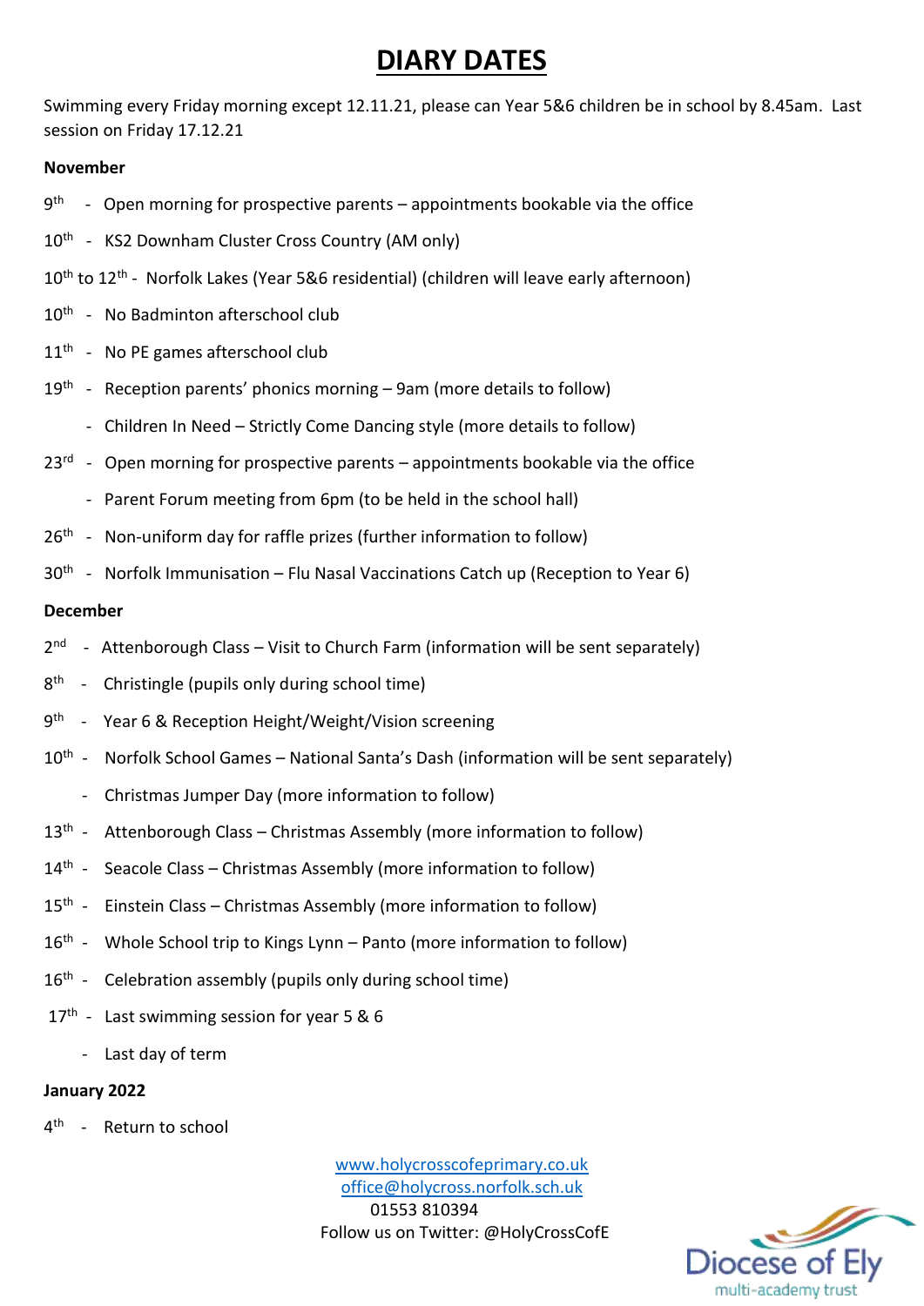# DIARY DATES

Swimming every Friday morning except 12.11.21, please can Year 5&6 children be in school by 8.45am. Last session on Friday 17.12.21

**November**

9th - Open morning for prospective parents – appointments bookable via the office

10th - KS2 Downham Cluster Cross Country (AM only)

10th to 12th - Norfolk Lakes (Year 5&6 residential) (children will leave early afternoon)

10th - No Badminton afterschool club

11th - No PE games afterschool club

19th - Reception parents' phonics morning – 9am (more details to follow)

- Children In Need – Strictly Come Dancing style (more details to follow)

23rd - Open morning for prospective parents – appointments bookable via the office

- Parent Forum meeting from 6pm (to be held in the school hall)

26th - Non-uniform day for raffle prizes (further information to follow)

30th - Norfolk Immunisation – Flu Nasal Vaccinations Catch up (Reception to Year 6)

**December**

2nd - Attenborough Class – Visit to Church Farm (information will be sent separately)

8th - Christingle (pupils only during school time)

9th - Year 6 & Reception Height/Weight/Vision screening

10th - Norfolk School Games – National Santa's Dash (information will be sent separately)

- Christmas Jumper Day (more information to follow)

13th - Attenborough Class – Christmas Assembly (more information to follow)

14th - Seacole Class – Christmas Assembly (more information to follow)

15th - Einstein Class – Christmas Assembly (more information to follow)

16th - Whole School trip to Kings Lynn – Panto (more information to follow)

16th - Celebration assembly (pupils only during school time)

17th - Last swimming session for year 5 & 6

- Last day of term

**January 2022**

4th - Return to school

www.holycrosscofeprimary.co.uk
office@holycross.norfolk.sch.uk
01553 810394
Follow us on Twitter: @HolyCrossCofE

Diocese of Ely
multi-academy trust